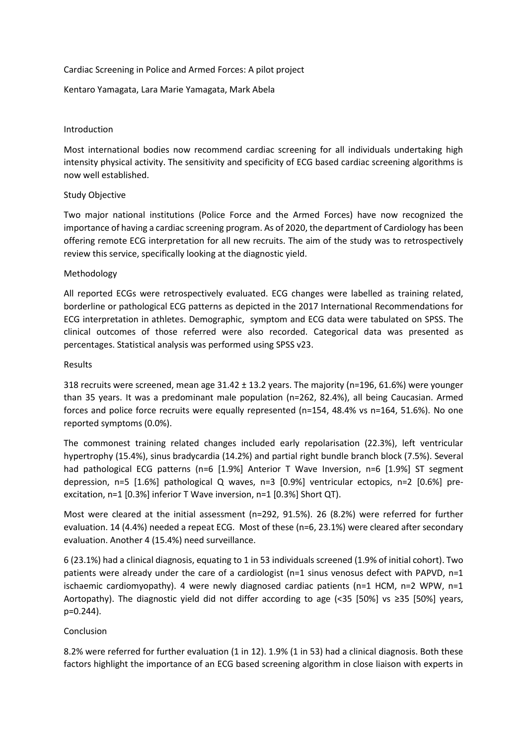# Cardiac Screening in Police and Armed Forces: A pilot project

Kentaro Yamagata, Lara Marie Yamagata, Mark Abela

## Introduction

Most international bodies now recommend cardiac screening for all individuals undertaking high intensity physical activity. The sensitivity and specificity of ECG based cardiac screening algorithms is now well established.

## Study Objective

Two major national institutions (Police Force and the Armed Forces) have now recognized the importance of having a cardiac screening program. As of 2020, the department of Cardiology has been offering remote ECG interpretation for all new recruits. The aim of the study was to retrospectively review this service, specifically looking at the diagnostic yield.

## Methodology

All reported ECGs were retrospectively evaluated. ECG changes were labelled as training related, borderline or pathological ECG patterns as depicted in the 2017 International Recommendations for ECG interpretation in athletes. Demographic, symptom and ECG data were tabulated on SPSS. The clinical outcomes of those referred were also recorded. Categorical data was presented as percentages. Statistical analysis was performed using SPSS v23.

## Results

318 recruits were screened, mean age 31.42 ± 13.2 years. The majority (n=196, 61.6%) were younger than 35 years. It was a predominant male population (n=262, 82.4%), all being Caucasian. Armed forces and police force recruits were equally represented (n=154, 48.4% vs n=164, 51.6%). No one reported symptoms (0.0%).

The commonest training related changes included early repolarisation (22.3%), left ventricular hypertrophy (15.4%), sinus bradycardia (14.2%) and partial right bundle branch block (7.5%). Several had pathological ECG patterns (n=6 [1.9%] Anterior T Wave Inversion, n=6 [1.9%] ST segment depression, n=5 [1.6%] pathological Q waves, n=3 [0.9%] ventricular ectopics, n=2 [0.6%] pre-excitation, n=1 [0.3%] inferior T Wave inversion, n=1 [0.3%] Short QT).

Most were cleared at the initial assessment (n=292, 91.5%). 26 (8.2%) were referred for further evaluation. 14 (4.4%) needed a repeat ECG. Most of these (n=6, 23.1%) were cleared after secondary evaluation. Another 4 (15.4%) need surveillance.

6 (23.1%) had a clinical diagnosis, equating to 1 in 53 individuals screened (1.9% of initial cohort). Two patients were already under the care of a cardiologist (n=1 sinus venosus defect with PAPVD, n=1 ischaemic cardiomyopathy). 4 were newly diagnosed cardiac patients (n=1 HCM, n=2 WPW, n=1 Aortopathy). The diagnostic yield did not differ according to age (<35 [50%] vs ≥35 [50%] years, $p=0.244$).

## Conclusion

8.2% were referred for further evaluation (1 in 12). 1.9% (1 in 53) had a clinical diagnosis. Both these factors highlight the importance of an ECG based screening algorithm in close liaison with experts in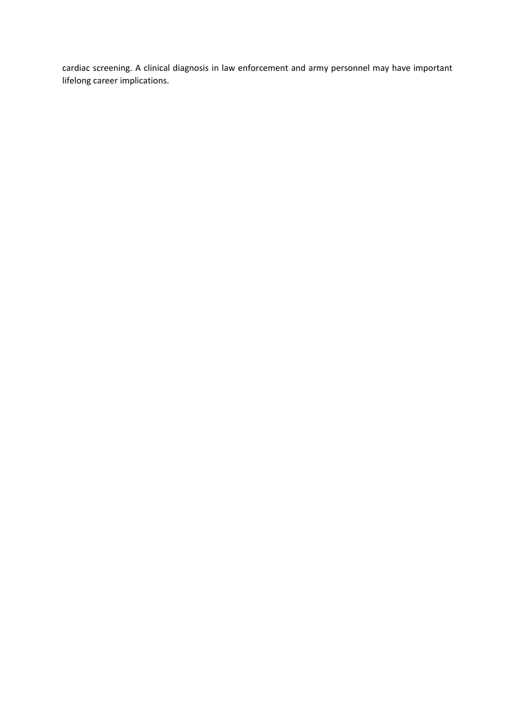cardiac screening. A clinical diagnosis in law enforcement and army personnel may have important lifelong career implications.